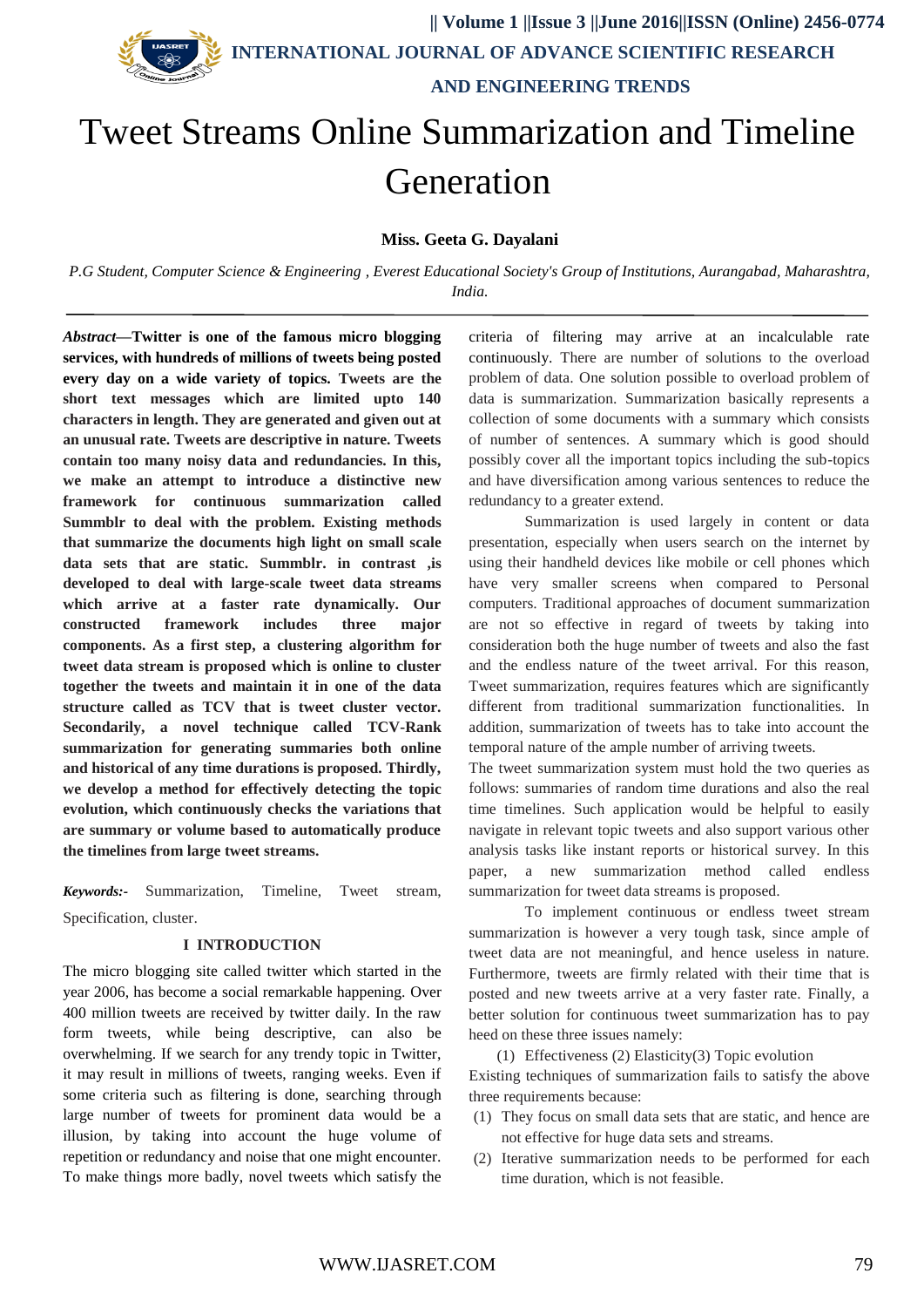# Tweet Streams Online Summarization and Timeline Generation

**Miss. Geeta G. Dayalani**

*P.G Student, Computer Science & Engineering , Everest Educational Society's Group of Institutions, Aurangabad, Maharashtra, India.*

***Abstract*—Twitter is one of the famous micro blogging services, with hundreds of millions of tweets being posted every day on a wide variety of topics. Tweets are the short text messages which are limited upto 140 characters in length. They are generated and given out at an unusual rate. Tweets are descriptive in nature. Tweets contain too many noisy data and redundancies. In this, we make an attempt to introduce a distinctive new framework for continuous summarization called Summblr to deal with the problem. Existing methods that summarize the documents high light on small scale data sets that are static. Summblr. in contrast ,is developed to deal with large-scale tweet data streams which arrive at a faster rate dynamically. Our constructed framework includes three major components. As a first step, a clustering algorithm for tweet data stream is proposed which is online to cluster together the tweets and maintain it in one of the data structure called as TCV that is tweet cluster vector. Secondarily, a novel technique called TCV-Rank summarization for generating summaries both online and historical of any time durations is proposed. Thirdly, we develop a method for effectively detecting the topic evolution, which continuously checks the variations that are summary or volume based to automatically produce the timelines from large tweet streams.**

***Keywords:-*** Summarization, Timeline, Tweet stream, Specification, cluster.

## I INTRODUCTION

The micro blogging site called twitter which started in the year 2006, has become a social remarkable happening. Over 400 million tweets are received by twitter daily. In the raw form tweets, while being descriptive, can also be overwhelming. If we search for any trendy topic in Twitter, it may result in millions of tweets, ranging weeks. Even if some criteria such as filtering is done, searching through large number of tweets for prominent data would be a illusion, by taking into account the huge volume of repetition or redundancy and noise that one might encounter. To make things more badly, novel tweets which satisfy the criteria of filtering may arrive at an incalculable rate continuously. There are number of solutions to the overload problem of data. One solution possible to overload problem of data is summarization. Summarization basically represents a collection of some documents with a summary which consists of number of sentences. A summary which is good should possibly cover all the important topics including the sub-topics and have diversification among various sentences to reduce the redundancy to a greater extend.

Summarization is used largely in content or data presentation, especially when users search on the internet by using their handheld devices like mobile or cell phones which have very smaller screens when compared to Personal computers. Traditional approaches of document summarization are not so effective in regard of tweets by taking into consideration both the huge number of tweets and also the fast and the endless nature of the tweet arrival. For this reason, Tweet summarization, requires features which are significantly different from traditional summarization functionalities. In addition, summarization of tweets has to take into account the temporal nature of the ample number of arriving tweets.

The tweet summarization system must hold the two queries as follows: summaries of random time durations and also the real time timelines. Such application would be helpful to easily navigate in relevant topic tweets and also support various other analysis tasks like instant reports or historical survey. In this paper, a new summarization method called endless summarization for tweet data streams is proposed.

To implement continuous or endless tweet stream summarization is however a very tough task, since ample of tweet data are not meaningful, and hence useless in nature. Furthermore, tweets are firmly related with their time that is posted and new tweets arrive at a very faster rate. Finally, a better solution for continuous tweet summarization has to pay heed on these three issues namely:

(1) Effectiveness (2) Elasticity(3) Topic evolution

Existing techniques of summarization fails to satisfy the above three requirements because:

1. They focus on small data sets that are static, and hence are not effective for huge data sets and streams.
2. Iterative summarization needs to be performed for each time duration, which is not feasible.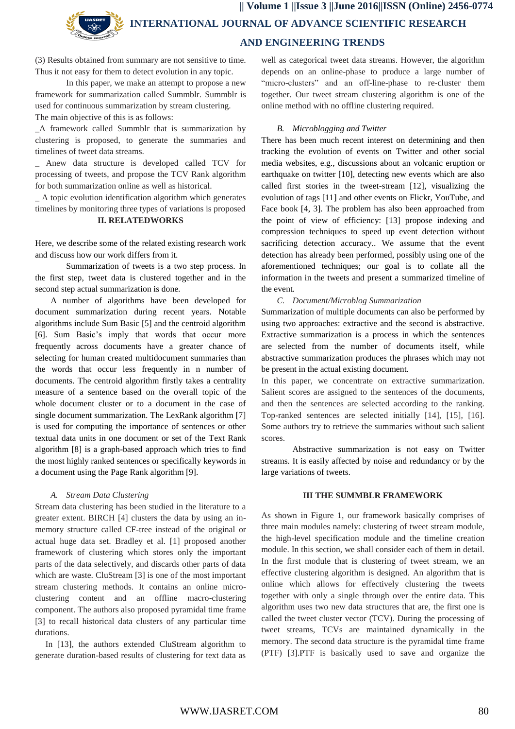(3) Results obtained from summary are not sensitive to time. Thus it not easy for them to detect evolution in any topic.

In this paper, we make an attempt to propose a new framework for summarization called Summblr. Summblr is used for continuous summarization by stream clustering.

The main objective of this is as follows:

_A framework called Summblr that is summarization by clustering is proposed, to generate the summaries and timelines of tweet data streams.

_ Anew data structure is developed called TCV for processing of tweets, and propose the TCV Rank algorithm for both summarization online as well as historical.

_ A topic evolution identification algorithm which generates timelines by monitoring three types of variations is proposed

## II. RELATEDWORKS

Here, we describe some of the related existing research work and discuss how our work differs from it.

Summarization of tweets is a two step process. In the first step, tweet data is clustered together and in the second step actual summarization is done.

A number of algorithms have been developed for document summarization during recent years. Notable algorithms include Sum Basic [5] and the centroid algorithm [6]. Sum Basic's imply that words that occur more frequently across documents have a greater chance of selecting for human created multidocument summaries than the words that occur less frequently in n number of documents. The centroid algorithm firstly takes a centrality measure of a sentence based on the overall topic of the whole document cluster or to a document in the case of single document summarization. The LexRank algorithm [7] is used for computing the importance of sentences or other textual data units in one document or set of the Text Rank algorithm [8] is a graph-based approach which tries to find the most highly ranked sentences or specifically keywords in a document using the Page Rank algorithm [9].

### *A. Stream Data Clustering*

Stream data clustering has been studied in the literature to a greater extent. BIRCH [4] clusters the data by using an in-memory structure called CF-tree instead of the original or actual huge data set. Bradley et al. [1] proposed another framework of clustering which stores only the important parts of the data selectively, and discards other parts of data which are waste. CluStream [3] is one of the most important stream clustering methods. It contains an online micro-clustering content and an offline macro-clustering component. The authors also proposed pyramidal time frame [3] to recall historical data clusters of any particular time durations.

In [13], the authors extended CluStream algorithm to generate duration-based results of clustering for text data as well as categorical tweet data streams. However, the algorithm depends on an online-phase to produce a large number of "micro-clusters" and an off-line-phase to re-cluster them together. Our tweet stream clustering algorithm is one of the online method with no offline clustering required.

### *B. Microblogging and Twitter*

There has been much recent interest on determining and then tracking the evolution of events on Twitter and other social media websites, e.g., discussions about an volcanic eruption or earthquake on twitter [10], detecting new events which are also called first stories in the tweet-stream [12], visualizing the evolution of tags [11] and other events on Flickr, YouTube, and Face book [4, 3]. The problem has also been approached from the point of view of efficiency: [13] propose indexing and compression techniques to speed up event detection without sacrificing detection accuracy.. We assume that the event detection has already been performed, possibly using one of the aforementioned techniques; our goal is to collate all the information in the tweets and present a summarized timeline of the event.

### *C. Document/Microblog Summarization*

Summarization of multiple documents can also be performed by using two approaches: extractive and the second is abstractive. Extractive summarization is a process in which the sentences are selected from the number of documents itself, while abstractive summarization produces the phrases which may not be present in the actual existing document.

In this paper, we concentrate on extractive summarization. Salient scores are assigned to the sentences of the documents, and then the sentences are selected according to the ranking. Top-ranked sentences are selected initially [14], [15], [16]. Some authors try to retrieve the summaries without such salient scores.

Abstractive summarization is not easy on Twitter streams. It is easily affected by noise and redundancy or by the large variations of tweets.

## III THE SUMMBLR FRAMEWORK

As shown in Figure 1, our framework basically comprises of three main modules namely: clustering of tweet stream module, the high-level specification module and the timeline creation module. In this section, we shall consider each of them in detail. In the first module that is clustering of tweet stream, we an effective clustering algorithm is designed. An algorithm that is online which allows for effectively clustering the tweets together with only a single through over the entire data. This algorithm uses two new data structures that are, the first one is called the tweet cluster vector (TCV). During the processing of tweet streams, TCVs are maintained dynamically in the memory. The second data structure is the pyramidal time frame (PTF) [3].PTF is basically used to save and organize the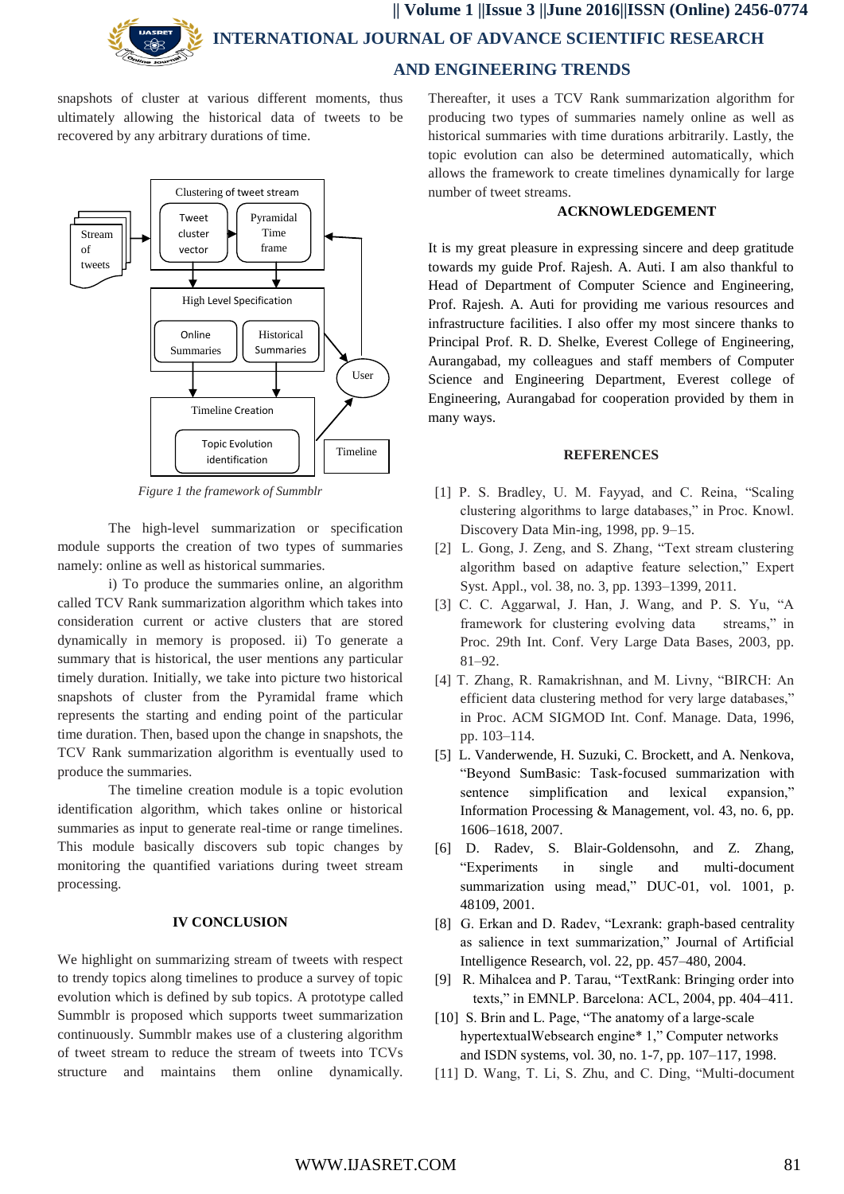snapshots of cluster at various different moments, thus ultimately allowing the historical data of tweets to be recovered by any arbitrary durations of time.

Figure 1 the framework of Summblr

The high-level summarization or specification module supports the creation of two types of summaries namely: online as well as historical summaries.

i) To produce the summaries online, an algorithm called TCV Rank summarization algorithm which takes into consideration current or active clusters that are stored dynamically in memory is proposed. ii) To generate a summary that is historical, the user mentions any particular timely duration. Initially, we take into picture two historical snapshots of cluster from the Pyramidal frame which represents the starting and ending point of the particular time duration. Then, based upon the change in snapshots, the TCV Rank summarization algorithm is eventually used to produce the summaries.

The timeline creation module is a topic evolution identification algorithm, which takes online or historical summaries as input to generate real-time or range timelines. This module basically discovers sub topic changes by monitoring the quantified variations during tweet stream processing.

## IV CONCLUSION

We highlight on summarizing stream of tweets with respect to trendy topics along timelines to produce a survey of topic evolution which is defined by sub topics. A prototype called Summblr is proposed which supports tweet summarization continuously. Summblr makes use of a clustering algorithm of tweet stream to reduce the stream of tweets into TCVs structure and maintains them online dynamically. Thereafter, it uses a TCV Rank summarization algorithm for producing two types of summaries namely online as well as historical summaries with time durations arbitrarily. Lastly, the topic evolution can also be determined automatically, which allows the framework to create timelines dynamically for large number of tweet streams.

## ACKNOWLEDGEMENT

It is my great pleasure in expressing sincere and deep gratitude towards my guide Prof. Rajesh. A. Auti. I am also thankful to Head of Department of Computer Science and Engineering, Prof. Rajesh. A. Auti for providing me various resources and infrastructure facilities. I also offer my most sincere thanks to Principal Prof. R. D. Shelke, Everest College of Engineering, Aurangabad, my colleagues and staff members of Computer Science and Engineering Department, Everest college of Engineering, Aurangabad for cooperation provided by them in many ways.

## REFERENCES

[1] P. S. Bradley, U. M. Fayyad, and C. Reina, “Scaling clustering algorithms to large databases,” in Proc. Knowl. Discovery Data Min-ing, 1998, pp. 9–15.

[2] L. Gong, J. Zeng, and S. Zhang, “Text stream clustering algorithm based on adaptive feature selection,” Expert Syst. Appl., vol. 38, no. 3, pp. 1393–1399, 2011.

[3] C. C. Aggarwal, J. Han, J. Wang, and P. S. Yu, “A framework for clustering evolving data streams,” in Proc. 29th Int. Conf. Very Large Data Bases, 2003, pp. 81–92.

[4] T. Zhang, R. Ramakrishnan, and M. Livny, “BIRCH: An efficient data clustering method for very large databases,” in Proc. ACM SIGMOD Int. Conf. Manage. Data, 1996, pp. 103–114.

[5] L. Vanderwende, H. Suzuki, C. Brockett, and A. Nenkova, “Beyond SumBasic: Task-focused summarization with sentence simplification and lexical expansion,” Information Processing & Management, vol. 43, no. 6, pp. 1606–1618, 2007.

[6] D. Radev, S. Blair-Goldensohn, and Z. Zhang, “Experiments in single and multi-document summarization using mead,” DUC-01, vol. 1001, p. 48109, 2001.

[8] G. Erkan and D. Radev, “Lexrank: graph-based centrality as salience in text summarization,” Journal of Artificial Intelligence Research, vol. 22, pp. 457–480, 2004.

[9] R. Mihalcea and P. Tarau, “TextRank: Bringing order into texts,” in EMNLP. Barcelona: ACL, 2004, pp. 404–411.

[10] S. Brin and L. Page, “The anatomy of a large-scale hypertextualWebsearch engine* 1,” Computer networks and ISDN systems, vol. 30, no. 1-7, pp. 107–117, 1998.

[11] D. Wang, T. Li, S. Zhu, and C. Ding, “Multi-document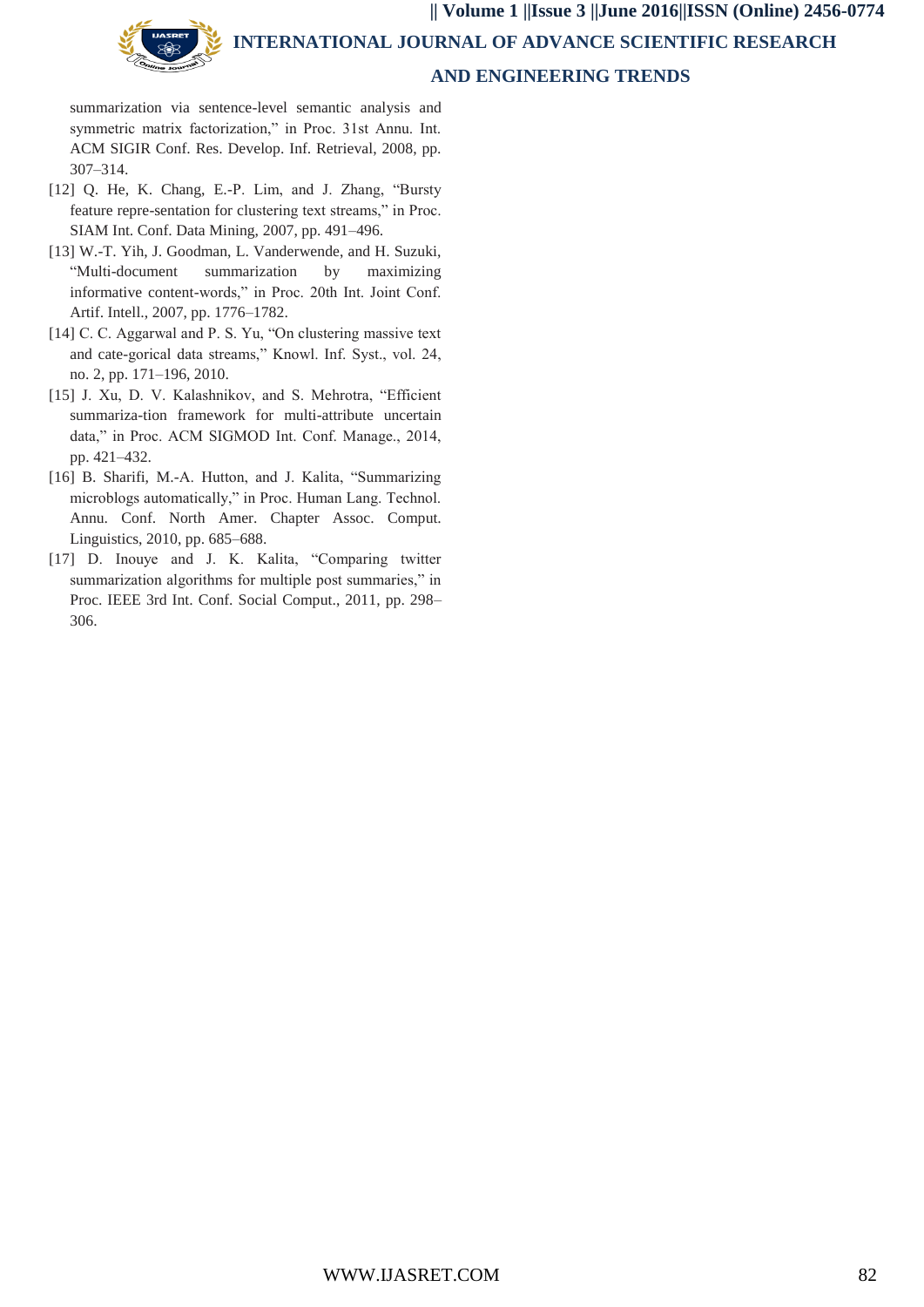summarization via sentence-level semantic analysis and symmetric matrix factorization," in Proc. 31st Annu. Int. ACM SIGIR Conf. Res. Develop. Inf. Retrieval, 2008, pp. 307–314.

[12] Q. He, K. Chang, E.-P. Lim, and J. Zhang, "Bursty feature repre-sentation for clustering text streams," in Proc. SIAM Int. Conf. Data Mining, 2007, pp. 491–496.

[13] W.-T. Yih, J. Goodman, L. Vanderwende, and H. Suzuki, "Multi-document summarization by maximizing informative content-words," in Proc. 20th Int. Joint Conf. Artif. Intell., 2007, pp. 1776–1782.

[14] C. C. Aggarwal and P. S. Yu, "On clustering massive text and cate-gorical data streams," Knowl. Inf. Syst., vol. 24, no. 2, pp. 171–196, 2010.

[15] J. Xu, D. V. Kalashnikov, and S. Mehrotra, "Efficient summariza-tion framework for multi-attribute uncertain data," in Proc. ACM SIGMOD Int. Conf. Manage., 2014, pp. 421–432.

[16] B. Sharifi, M.-A. Hutton, and J. Kalita, "Summarizing microblogs automatically," in Proc. Human Lang. Technol. Annu. Conf. North Amer. Chapter Assoc. Comput. Linguistics, 2010, pp. 685–688.

[17] D. Inouye and J. K. Kalita, "Comparing twitter summarization algorithms for multiple post summaries," in Proc. IEEE 3rd Int. Conf. Social Comput., 2011, pp. 298–306.